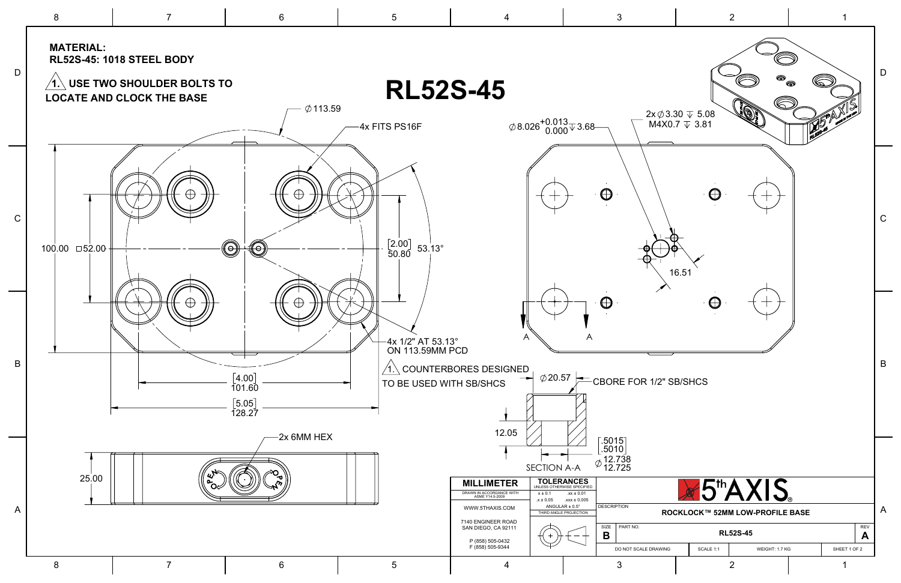**MATERIAL:**
**RL52S-45: 1018 STEEL BODY**

**1. USE TWO SHOULDER BOLTS TO LOCATE AND CLOCK THE BASE**

# RL52S-45

∅113.59

4x FITS PS16F

100.00 □52.00

[2.00]
50.80

53.13°

4x 1/2" AT 53.13° ON 113.59MM PCD

[4.00]
101.60

[5.05]
128.27

2x 6MM HEX

25.00

∅8.026 $^{+0.013}_{0.000}$ ↧ 3.68

2x ∅3.30 ↧ 5.08
M4X0.7 ↧ 3.81

16.51

A A

1. COUNTERBORES DESIGNED TO BE USED WITH SB/SHCS

∅20.57

CBORE FOR 1/2" SB/SHCS

12.05

[.5015]
[.5010]
∅12.738
12.725

SECTION A-A

| MILLIMETER | TOLERANCES UNLESS OTHERWISE SPECIFIED | 5th AXIS | | | |
|---|---|---|---|---|---|
| DRAWN IN ACCORDANCE WITH ASME Y14.5-2009 | .x ± 0.1 .xx ± 0.01 .x ± 0.05 .xxx ± 0.005 | DESCRIPTION: ROCKLOCK™ 52MM LOW-PROFILE BASE | | | |
| WWW.5THAXIS.COM | ANGULAR ± 0.5° | SIZE: B | PART NO.: RL52S-45 | | REV: A |
| 7140 ENGINEER ROAD SAN DIEGO, CA 92111 P (858) 505-0432 F (858) 505-9344 | THIRD ANGLE PROJECTION | DO NOT SCALE DRAWING | SCALE 1:1 | WEIGHT: 1.7 KG | SHEET 1 OF 2 |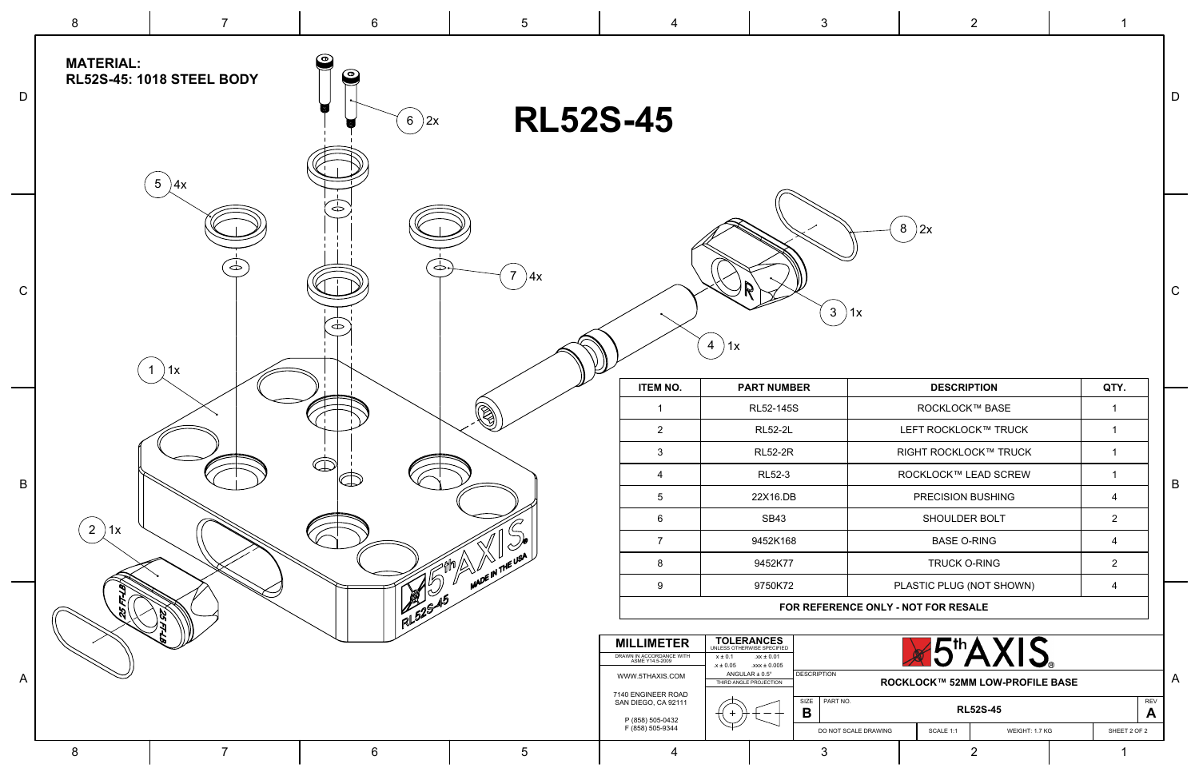**MATERIAL:**
**RL52S-45: 1018 STEEL BODY**

# RL52S-45

| ITEM NO. | PART NUMBER | DESCRIPTION | QTY. |
|---|---|---|---|
| 1 | RL52-145S | ROCKLOCK™ BASE | 1 |
| 2 | RL52-2L | LEFT ROCKLOCK™ TRUCK | 1 |
| 3 | RL52-2R | RIGHT ROCKLOCK™ TRUCK | 1 |
| 4 | RL52-3 | ROCKLOCK™ LEAD SCREW | 1 |
| 5 | 22X16.DB | PRECISION BUSHING | 4 |
| 6 | SB43 | SHOULDER BOLT | 2 |
| 7 | 9452K168 | BASE O-RING | 4 |
| 8 | 9452K77 | TRUCK O-RING | 2 |
| 9 | 9750K72 | PLASTIC PLUG (NOT SHOWN) | 4 |
| FOR REFERENCE ONLY - NOT FOR RESALE | | | |

1 1x
2 1x
3 1x
4 1x
5 4x
6 2x
7 4x
8 2x

25 FT-LB
25 FT-LB
5th AXIS® MADE IN THE USA
RL52S-45

**MILLIMETER**
DRAWN IN ACCORDANCE WITH ASME Y14.5-2009
WWW.5THAXIS.COM
7140 ENGINEER ROAD
SAN DIEGO, CA 92111
P (858) 505-0432
F (858) 505-9344

**TOLERANCES**
UNLESS OTHERWISE SPECIFIED
.x ± 0.1 .xx ± 0.01
.x ± 0.05 .xxx ± 0.005
ANGULAR ± 0.5°
THIRD ANGLE PROJECTION

5th AXIS®

DESCRIPTION: ROCKLOCK™ 52MM LOW-PROFILE BASE

SIZE: B
PART NO.: RL52S-45
REV: A

DO NOT SCALE DRAWING | SCALE 1:1 | WEIGHT: 1.7 KG | SHEET 2 OF 2